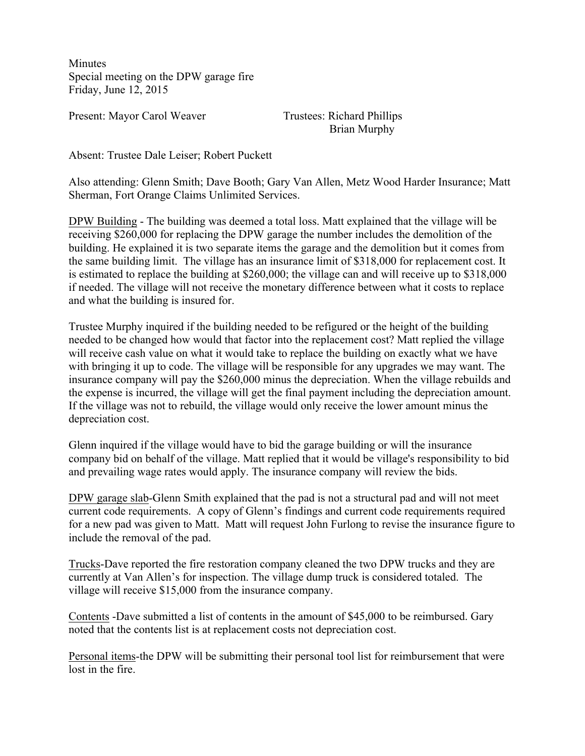Minutes
Special meeting on the DPW garage fire
Friday, June 12, 2015

Present: Mayor Carol Weaver — Trustees: Richard Phillips, Brian Murphy

Absent: Trustee Dale Leiser; Robert Puckett

Also attending: Glenn Smith; Dave Booth; Gary Van Allen, Metz Wood Harder Insurance; Matt Sherman, Fort Orange Claims Unlimited Services.

<u>DPW Building</u> - The building was deemed a total loss. Matt explained that the village will be receiving $260,000 for replacing the DPW garage the number includes the demolition of the building. He explained it is two separate items the garage and the demolition but it comes from the same building limit. The village has an insurance limit of $318,000 for replacement cost. It is estimated to replace the building at $260,000; the village can and will receive up to $318,000 if needed. The village will not receive the monetary difference between what it costs to replace and what the building is insured for.

Trustee Murphy inquired if the building needed to be refigured or the height of the building needed to be changed how would that factor into the replacement cost? Matt replied the village will receive cash value on what it would take to replace the building on exactly what we have with bringing it up to code. The village will be responsible for any upgrades we may want. The insurance company will pay the $260,000 minus the depreciation. When the village rebuilds and the expense is incurred, the village will get the final payment including the depreciation amount. If the village was not to rebuild, the village would only receive the lower amount minus the depreciation cost.

Glenn inquired if the village would have to bid the garage building or will the insurance company bid on behalf of the village. Matt replied that it would be village's responsibility to bid and prevailing wage rates would apply. The insurance company will review the bids.

<u>DPW garage slab</u>-Glenn Smith explained that the pad is not a structural pad and will not meet current code requirements. A copy of Glenn's findings and current code requirements required for a new pad was given to Matt. Matt will request John Furlong to revise the insurance figure to include the removal of the pad.

<u>Trucks</u>-Dave reported the fire restoration company cleaned the two DPW trucks and they are currently at Van Allen's for inspection. The village dump truck is considered totaled. The village will receive $15,000 from the insurance company.

<u>Contents</u> -Dave submitted a list of contents in the amount of $45,000 to be reimbursed. Gary noted that the contents list is at replacement costs not depreciation cost.

<u>Personal items</u>-the DPW will be submitting their personal tool list for reimbursement that were lost in the fire.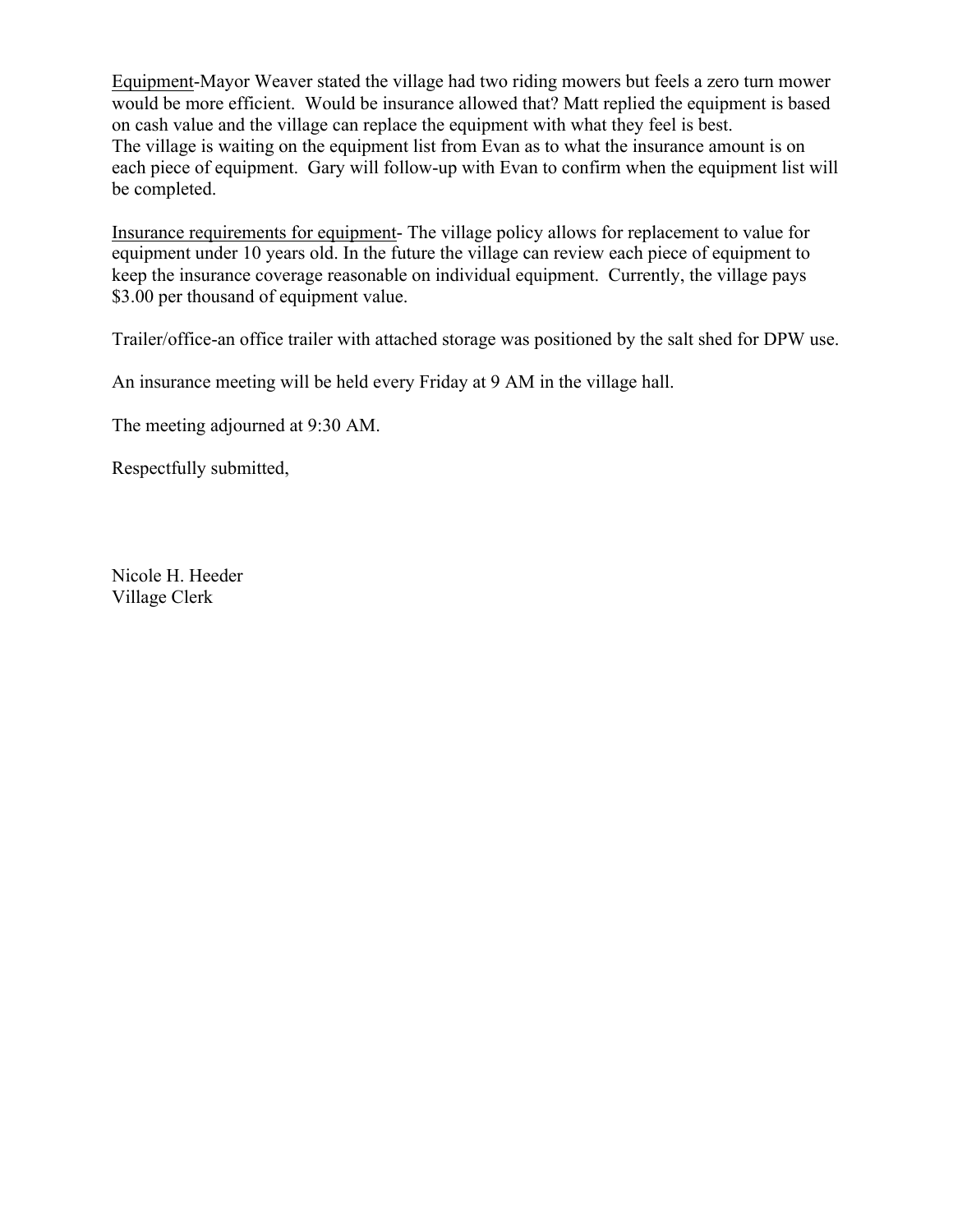Equipment-Mayor Weaver stated the village had two riding mowers but feels a zero turn mower would be more efficient. Would be insurance allowed that? Matt replied the equipment is based on cash value and the village can replace the equipment with what they feel is best.
The village is waiting on the equipment list from Evan as to what the insurance amount is on each piece of equipment. Gary will follow-up with Evan to confirm when the equipment list will be completed.

Insurance requirements for equipment- The village policy allows for replacement to value for equipment under 10 years old. In the future the village can review each piece of equipment to keep the insurance coverage reasonable on individual equipment. Currently, the village pays $3.00 per thousand of equipment value.

Trailer/office-an office trailer with attached storage was positioned by the salt shed for DPW use.

An insurance meeting will be held every Friday at 9 AM in the village hall.

The meeting adjourned at 9:30 AM.

Respectfully submitted,

Nicole H. Heeder
Village Clerk